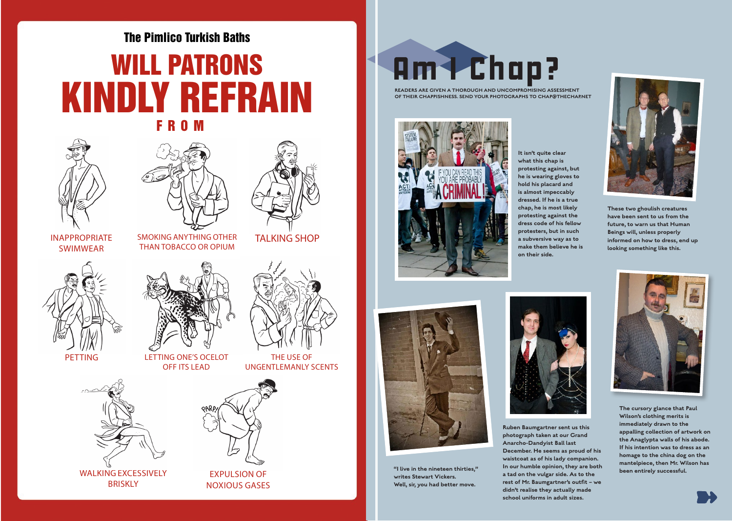The Pimlico Turkish Baths

# WILL PATRONS KINDLY REFRAIN FROM

- INAPPROPRIATE SWIMWEAR
- SMOKING ANYTHING OTHER THAN TOBACCO OR OPIUM
- TALKING SHOP
- PETTING
- LETTING ONE'S OCELOT OFF ITS LEAD
- THE USE OF UNGENTLEMANLY SCENTS
- WALKING EXCESSIVELY BRISKLY
- EXPULSION OF NOXIOUS GASES

# Am I Chap?

READERS ARE GIVEN A THOROUGH AND UNCOMPROMISING ASSESSMENT OF THEIR CHAPPISHNESS. SEND YOUR PHOTOGRAPHS TO CHAP@THECHAP.NET

**It isn't quite clear what this chap is protesting against, but he is wearing gloves to hold his placard and is almost impeccably dressed. If he is a true chap, he is most likely protesting against the dress code of his fellow protesters, but in such a subversive way as to make them believe he is on their side.**

**These two ghoulish creatures have been sent to us from the future, to warn us that Human Beings will, unless properly informed on how to dress, end up looking something like this.**

**"I live in the nineteen thirties," writes Stewart Vickers. Well, sir, you had better move.**

**Ruben Baumgartner sent us this photograph taken at our Grand Anarcho-Dandyist Ball last December. He seems as proud of his waistcoat as of his lady companion. In our humble opinion, they are both a tad on the vulgar side. As to the rest of Mr. Baumgartner's outfit – we didn't realise they actually made school uniforms in adult sizes.**

**The cursory glance that Paul Wilson's clothing merits is immediately drawn to the appalling collection of artwork on the Anaglypta walls of his abode. If his intention was to dress as an homage to the china dog on the mantelpiece, then Mr. Wilson has been entirely successful.**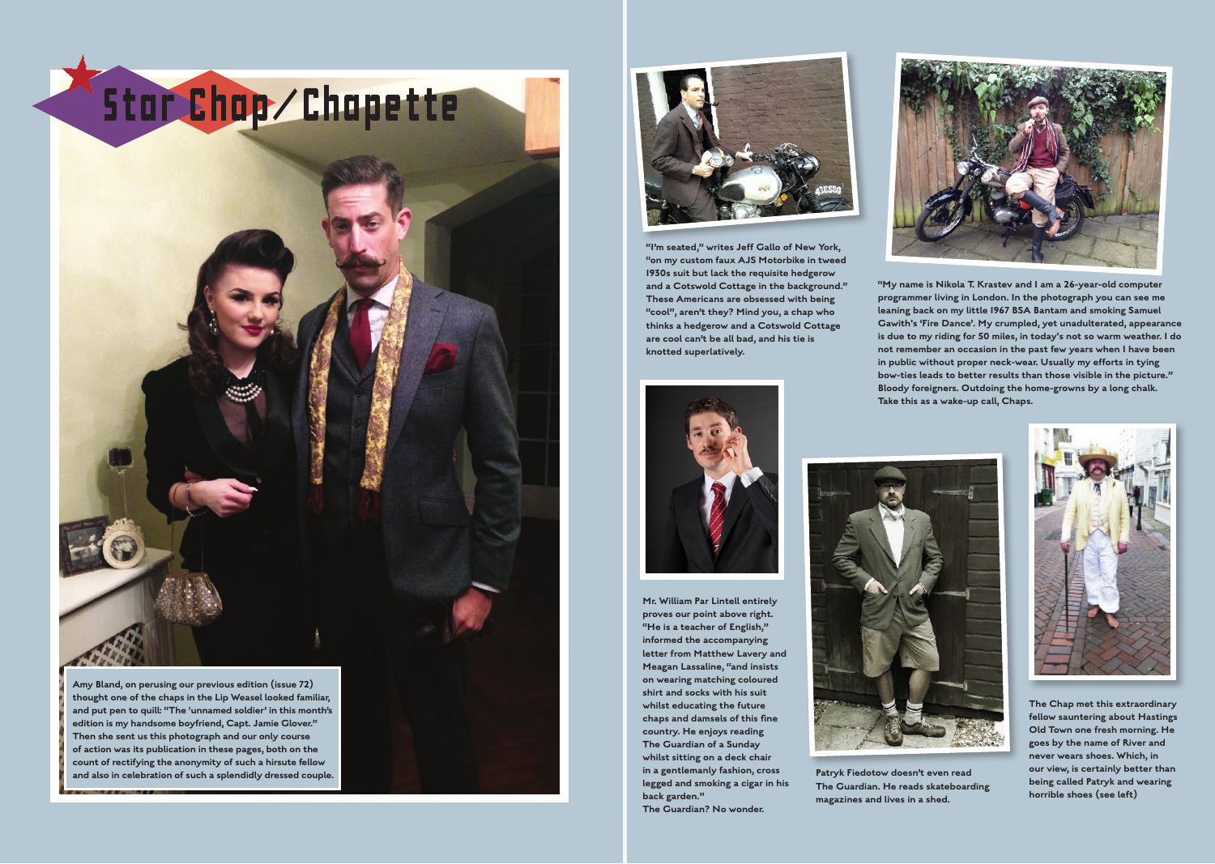# Star Chap/Chapette

Amy Bland, on perusing our previous edition (issue 72) thought one of the chaps in the Lip Weasel looked familiar, and put pen to quill: "The 'unnamed soldier' in this month's edition is my handsome boyfriend, Capt. Jamie Glover." Then she sent us this photograph and our only course of action was its publication in these pages, both on the count of rectifying the anonymity of such a hirsute fellow and also in celebration of such a splendidly dressed couple.

"I'm seated," writes Jeff Gallo of New York, "on my custom faux AJS Motorbike in tweed 1930s suit but lack the requisite hedgerow and a Cotswold Cottage in the background." These Americans are obsessed with being "cool", aren't they? Mind you, a chap who thinks a hedgerow and a Cotswold Cottage are cool can't be all bad, and his tie is knotted superlatively.

"My name is Nikola T. Krastev and I am a 26-year-old computer programmer living in London. In the photograph you can see me leaning back on my little 1967 BSA Bantam and smoking Samuel Gawith's 'Fire Dance'. My crumpled, yet unadulterated, appearance is due to my riding for 50 miles, in today's not so warm weather. I do not remember an occasion in the past few years when I have been in public without proper neck-wear. Usually my efforts in tying bow-ties leads to better results than those visible in the picture." Bloody foreigners. Outdoing the home-growns by a long chalk. Take this as a wake-up call, Chaps.

Mr. William Par Lintell entirely proves our point above right. "He is a teacher of English," informed the accompanying letter from Matthew Lavery and Meagan Lassaline, "and insists on wearing matching coloured shirt and socks with his suit whilst educating the future chaps and damsels of this fine country. He enjoys reading The Guardian of a Sunday whilst sitting on a deck chair in a gentlemanly fashion, cross legged and smoking a cigar in his back garden."
The Guardian? No wonder.

Patryk Fiedotow doesn't even read The Guardian. He reads skateboarding magazines and lives in a shed.

The Chap met this extraordinary fellow sauntering about Hastings Old Town one fresh morning. He goes by the name of River and never wears shoes. Which, in our view, is certainly better than being called Patryk and wearing horrible shoes (see left)